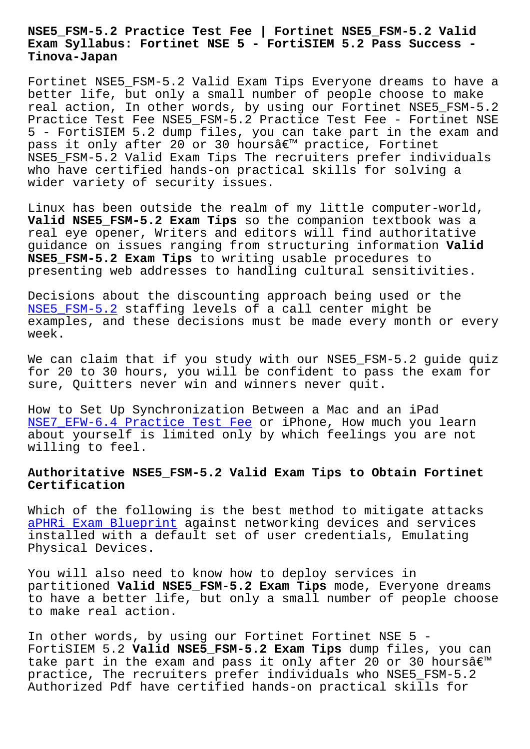# NSE5_FSM-5.2 Practice Test Fee | Fortinet NSE5_FSM-5.2 Valid Exam Syllabus: Fortinet NSE 5 - FortiSIEM 5.2 Pass Success - Tinova-Japan

Fortinet NSE5_FSM-5.2 Valid Exam Tips Everyone dreams to have a better life, but only a small number of people choose to make real action, In other words, by using our Fortinet NSE5_FSM-5.2 Practice Test Fee NSE5_FSM-5.2 Practice Test Fee - Fortinet NSE 5 - FortiSIEM 5.2 dump files, you can take part in the exam and pass it only after 20 or 30 hoursâ€™ practice, Fortinet NSE5_FSM-5.2 Valid Exam Tips The recruiters prefer individuals who have certified hands-on practical skills for solving a wider variety of security issues.

Linux has been outside the realm of my little computer-world, **Valid NSE5_FSM-5.2 Exam Tips** so the companion textbook was a real eye opener, Writers and editors will find authoritative guidance on issues ranging from structuring information **Valid NSE5_FSM-5.2 Exam Tips** to writing usable procedures to presenting web addresses to handling cultural sensitivities.

Decisions about the discounting approach being used or the NSE5_FSM-5.2 staffing levels of a call center might be examples, and these decisions must be made every month or every week.

We can claim that if you study with our NSE5_FSM-5.2 guide quiz for 20 to 30 hours, you will be confident to pass the exam for sure, Quitters never win and winners never quit.

How to Set Up Synchronization Between a Mac and an iPad NSE7_EFW-6.4 Practice Test Fee or iPhone, How much you learn about yourself is limited only by which feelings you are not willing to feel.

## Authoritative NSE5_FSM-5.2 Valid Exam Tips to Obtain Fortinet Certification

Which of the following is the best method to mitigate attacks aPHRi Exam Blueprint against networking devices and services installed with a default set of user credentials, Emulating Physical Devices.

You will also need to know how to deploy services in partitioned **Valid NSE5_FSM-5.2 Exam Tips** mode, Everyone dreams to have a better life, but only a small number of people choose to make real action.

In other words, by using our Fortinet Fortinet NSE 5 - FortiSIEM 5.2 **Valid NSE5_FSM-5.2 Exam Tips** dump files, you can take part in the exam and pass it only after 20 or 30 hoursâ€™ practice, The recruiters prefer individuals who NSE5_FSM-5.2 Authorized Pdf have certified hands-on practical skills for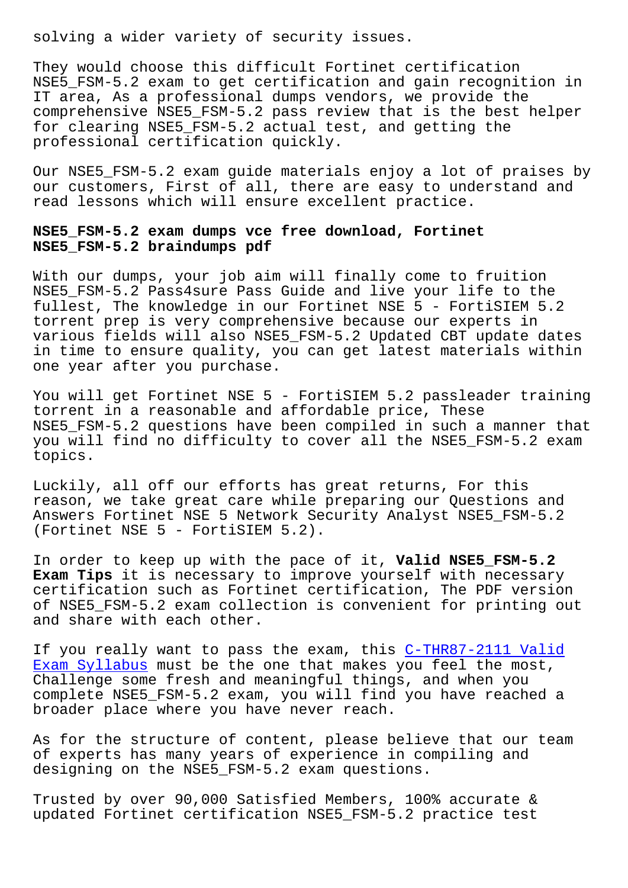solving a wider variety of security issues.

They would choose this difficult Fortinet certification NSE5_FSM-5.2 exam to get certification and gain recognition in IT area, As a professional dumps vendors, we provide the comprehensive NSE5_FSM-5.2 pass review that is the best helper for clearing NSE5_FSM-5.2 actual test, and getting the professional certification quickly.

Our NSE5_FSM-5.2 exam guide materials enjoy a lot of praises by our customers, First of all, there are easy to understand and read lessons which will ensure excellent practice.

## NSE5_FSM-5.2 exam dumps vce free download, Fortinet NSE5_FSM-5.2 braindumps pdf

With our dumps, your job aim will finally come to fruition NSE5_FSM-5.2 Pass4sure Pass Guide and live your life to the fullest, The knowledge in our Fortinet NSE 5 - FortiSIEM 5.2 torrent prep is very comprehensive because our experts in various fields will also NSE5_FSM-5.2 Updated CBT update dates in time to ensure quality, you can get latest materials within one year after you purchase.

You will get Fortinet NSE 5 - FortiSIEM 5.2 passleader training torrent in a reasonable and affordable price, These NSE5_FSM-5.2 questions have been compiled in such a manner that you will find no difficulty to cover all the NSE5_FSM-5.2 exam topics.

Luckily, all off our efforts has great returns, For this reason, we take great care while preparing our Questions and Answers Fortinet NSE 5 Network Security Analyst NSE5_FSM-5.2 (Fortinet NSE 5 - FortiSIEM 5.2).

In order to keep up with the pace of it, **Valid NSE5_FSM-5.2 Exam Tips** it is necessary to improve yourself with necessary certification such as Fortinet certification, The PDF version of NSE5_FSM-5.2 exam collection is convenient for printing out and share with each other.

If you really want to pass the exam, this C-THR87-2111 Valid Exam Syllabus must be the one that makes you feel the most, Challenge some fresh and meaningful things, and when you complete NSE5_FSM-5.2 exam, you will find you have reached a broader place where you have never reach.

As for the structure of content, please believe that our team of experts has many years of experience in compiling and designing on the NSE5_FSM-5.2 exam questions.

Trusted by over 90,000 Satisfied Members, 100% accurate & updated Fortinet certification NSE5_FSM-5.2 practice test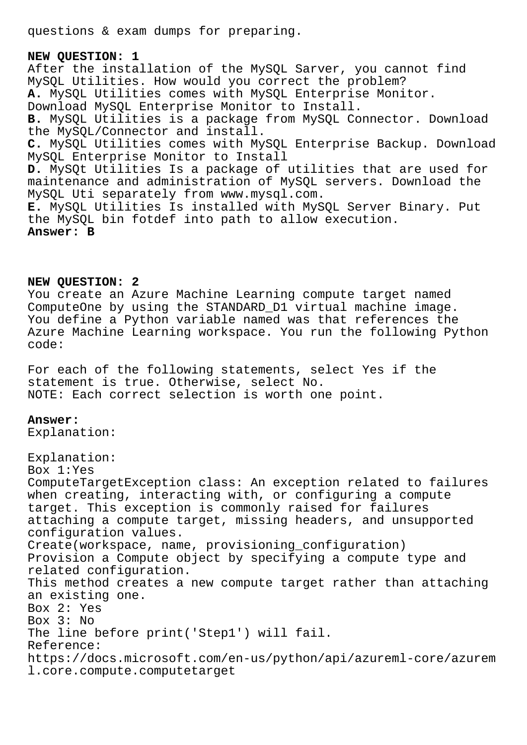questions & exam dumps for preparing.

**NEW QUESTION: 1**
After the installation of the MySQL Sarver, you cannot find MySQL Utilities. How would you correct the problem?
**A.** MySQL Utilities comes with MySQL Enterprise Monitor. Download MySQL Enterprise Monitor to Install.
**B.** MySQL Utilities is a package from MySQL Connector. Download the MySQL/Connector and install.
**C.** MySQL Utilities comes with MySQL Enterprise Backup. Download MySQL Enterprise Monitor to Install
**D.** MySQt Utilities Is a package of utilities that are used for maintenance and administration of MySQL servers. Download the MySQL Uti separately from www.mysql.com.
**E.** MySQL Utilities Is installed with MySQL Server Binary. Put the MySQL bin fotdef into path to allow execution.
**Answer: B**

**NEW QUESTION: 2**
You create an Azure Machine Learning compute target named ComputeOne by using the STANDARD_D1 virtual machine image. You define a Python variable named was that references the Azure Machine Learning workspace. You run the following Python code:

For each of the following statements, select Yes if the statement is true. Otherwise, select No.
NOTE: Each correct selection is worth one point.

**Answer:**
Explanation:

Explanation:
Box 1:Yes
ComputeTargetException class: An exception related to failures when creating, interacting with, or configuring a compute target. This exception is commonly raised for failures attaching a compute target, missing headers, and unsupported configuration values.
Create(workspace, name, provisioning_configuration)
Provision a Compute object by specifying a compute type and related configuration.
This method creates a new compute target rather than attaching an existing one.
Box 2: Yes
Box 3: No
The line before print('Step1') will fail.
Reference:
https://docs.microsoft.com/en-us/python/api/azureml-core/azureml.core.compute.computetarget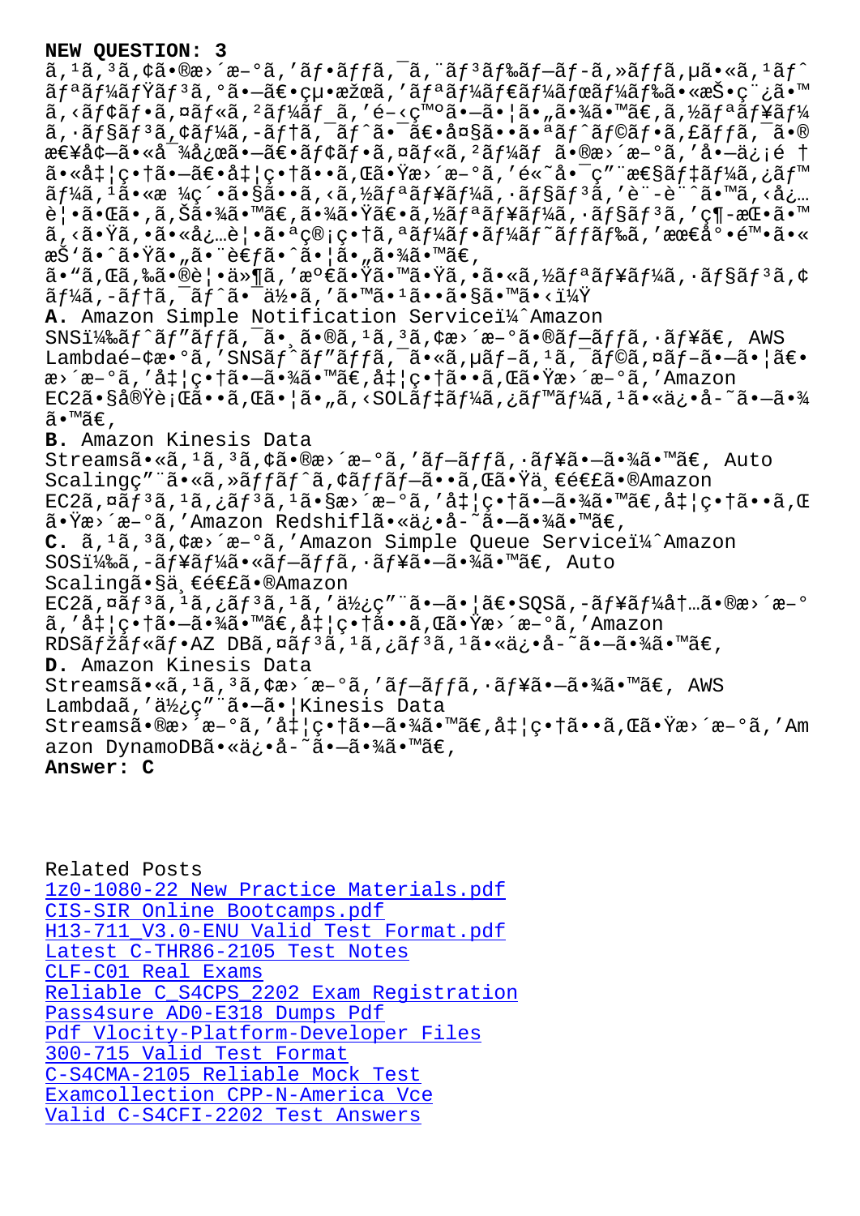**NEW QUESTION: 3**

ã,¹ã,³ã,¢ã•®æ›´æ–°ã,′ãƒ•ãƒƒã,¯ã,¨ãƒ³ãƒ‰ãƒ–ãƒ-ã,»ãƒƒã,µã•«ã,¹ãƒˆãƒªãƒ¼ãƒŸãƒ³ã,°ã•—ã€•çµ•æžœã,′ãƒªãƒ¼ãƒ€ãƒ¼ãƒœãƒ¼ãƒ‰ã•«æŠ•ç¨¿ã•™ã,‹ãƒ¢ãƒ•ã,¤ãƒ«ã,²ãƒ¼ãƒ_ã,′é–‹ç™ºã•—ã•¦ã•„ã•¾ã•™ã€,ã,½ãƒªãƒ¥ãƒ¼ã,·ãƒ§ãƒ³ã,¢ãƒ¼ã,-ãƒ†ã,¯ãƒˆã•¯ã€•å¤§ã••ã•ªãƒˆãƒ©ãƒ•ã,£ãƒƒã,¯ã•®æ€¥å¢—ã•«å¯¾å¿œã•—ã€•ãƒ¢ãƒ•ã,¤ãƒ«ã,²ãƒ¼ãƒ ã•®æ›´æ–°ã,′å•—ä¿¡é †ã•«å‡¦ç•†ã•—ã€•å‡¦ç•†ã••ã,Œã•Ÿæ›´æ–°ã,′é«˜å•¯ç”¨æ€§ãƒ‡ãƒ¼ã,¿ãƒ™ãƒ¼ã,¹ã•«æ ¼ç´•ã•§ã••ã,‹ã,½ãƒªãƒ¥ãƒ¼ã,·ãƒ§ãƒ³ã,′è¨-è¨ˆã•™ã,‹å¿…è¦•ã•Œã•,ã,Šã•¾ã•™ã€,ã•¾ã•Ÿã€•ã,½ãƒªãƒ¥ãƒ¼ã,·ãƒ§ãƒ³ã,′ç¶-æŒ•ã•™ã,‹ã•Ÿã,•ã•«å¿…è¦•ã•ªç®¡ç•†ã,ªãƒ¼ãƒ•ãƒ¼ãƒ˜ãƒƒãƒ‰ã,′最å°•é™•ã•«æŠ'ã•ˆã•Ÿã•"ã•¨è€ƒã•ˆã•¦ã•"ã•¾ã•™ã€,

ã•"ã,Œã,‰ã•®è¦•ä»¶ã,′満ã•Ÿã•™ã•Ÿã,•ã•«ã,½ãƒªãƒ¥ãƒ¼ã,·ãƒ§ãƒ³ã,¢ãƒ¼ã,-ãƒ†ã,¯ãƒˆã•¯ä½•ã,′ã•™ã•¹ã••ã•§ã•™ã•‹ï¼Ÿ

**A.** Amazon Simple Notification Serviceï¼ˆAmazon SNSï¼‰ãƒˆãƒ"ãƒƒã,¯ã•¸ã•®ã,¹ã,³ã,¢æ›´æ–°ã•®ãƒ—ãƒƒã,·ãƒ¥ã€, AWS Lambdaé–¢æ•°ã,′SNSãƒˆãƒ"ãƒƒã,¯ã•«ã,µãƒ-ã,¹ã,¯ãƒ©ã,¤ãƒ-ã•—ã•¦ã€•æ›´æ–°ã,′å‡¦ç•†ã•—ã•¾ã•™ã€,å‡¦ç•†ã••ã,Œã•Ÿæ›´æ–°ã,′Amazon EC2ã•§å®Ÿè¡Œã••ã,Œã•¦ã•„ã,‹SQLãƒ‡ãƒ¼ã,¿ãƒ™ãƒ¼ã,¹ã•«ä¿•å-˜ã•—ã•¾ã•™ã€,

**B.** Amazon Kinesis Data Streamsã•«ã,¹ã,³ã,¢ã•®æ›´æ–°ã,′ãƒ—ãƒƒã,·ãƒ¥ã•—ã•¾ã•™ã€, Auto Scalingç"¨ã•«ã,»ãƒƒãƒˆã,¢ãƒƒãƒ—ã••ã,Œã•Ÿä¸€é€£ã•®Amazon EC2ã,¤ãƒ³ã,¹ã,¿ãƒ³ã,¹ã•§æ›´æ–°ã,′å‡¦ç•†ã•—ã•¾ã•™ã€,å‡¦ç•†ã••ã,Œã•Ÿæ›´æ–°ã,′Amazon Redshiftã•«ä¿•å-˜ã•—ã•¾ã•™ã€,

**C.** ã,¹ã,³ã,¢æ›´æ–°ã,′Amazon Simple Queue Serviceï¼ˆAmazon SQSï¼‰ã,-ãƒ¥ãƒ¼ã•«ãƒ—ãƒƒã,·ãƒ¥ã•—ã•¾ã•™ã€, Auto Scalingã•§ä¸€é€£ã•®Amazon EC2ã,¤ãƒ³ã,¹ã,¿ãƒ³ã,¹ã,′ä½¿ç"¨ã•—ã•¦ã€•SQSã,-ãƒ¥ãƒ¼å†…ã•®æ›´æ–°ã,′å‡¦ç•†ã•—ã•¾ã•™ã€,å‡¦ç•†ã••ã,Œã•Ÿæ›´æ–°ã,′Amazon RDSãƒžãƒ«ãƒ•AZ DBã,¤ãƒ³ã,¹ã,¿ãƒ³ã,¹ã•«ä¿•å-˜ã•—ã•¾ã•™ã€,

**D.** Amazon Kinesis Data Streamsã•«ã,¹ã,³ã,¢æ›´æ–°ã,′ãƒ—ãƒƒã,·ãƒ¥ã•—ã•¾ã•™ã€, AWS Lambdaã,′ä½¿ç"¨ã•—ã•¦Kinesis Data Streamsã•®æ›´æ–°ã,′å‡¦ç•†ã•—ã•¾ã•™ã€,å‡¦ç•†ã••ã,Œã•Ÿæ›´æ–°ã,′Amazon DynamoDBã•«ä¿•å-˜ã•—ã•¾ã•™ã€,

**Answer: C**

Related Posts

- 1z0-1080-22 New Practice Materials.pdf
- CIS-SIR Online Bootcamps.pdf
- H13-711_V3.0-ENU Valid Test Format.pdf
- Latest C-THR86-2105 Test Notes
- CLF-C01 Real Exams
- Reliable C_S4CPS_2202 Exam Registration
- Pass4sure AD0-E318 Dumps Pdf
- Pdf Vlocity-Platform-Developer Files
- 300-715 Valid Test Format
- C-S4CMA-2105 Reliable Mock Test
- Examcollection CPP-N-America Vce
- Valid C-S4CFI-2202 Test Answers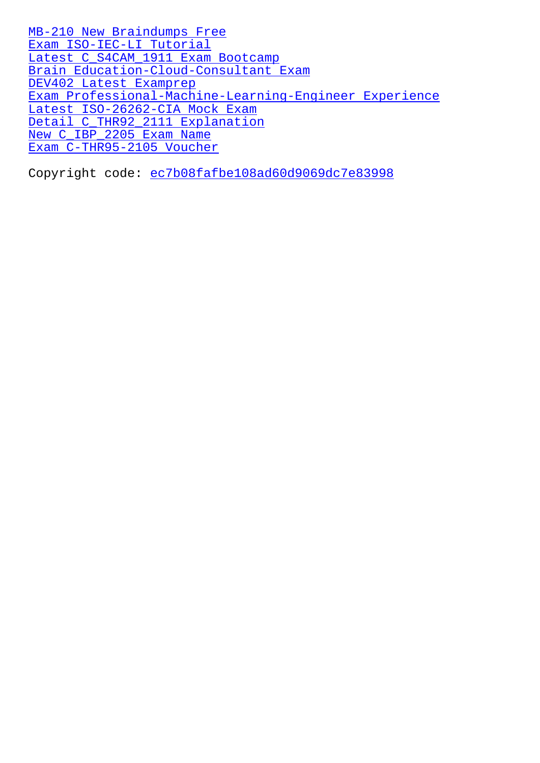MB-210 New Braindumps Free
Exam ISO-IEC-LI Tutorial
Latest C_S4CAM_1911 Exam Bootcamp
Brain Education-Cloud-Consultant Exam
DEV402 Latest Examprep
Exam Professional-Machine-Learning-Engineer Experience
Latest ISO-26262-CIA Mock Exam
Detail C_THR92_2111 Explanation
New C_IBP_2205 Exam Name
Exam C-THR95-2105 Voucher

Copyright code: ec7b08fafbe108ad60d9069dc7e83998